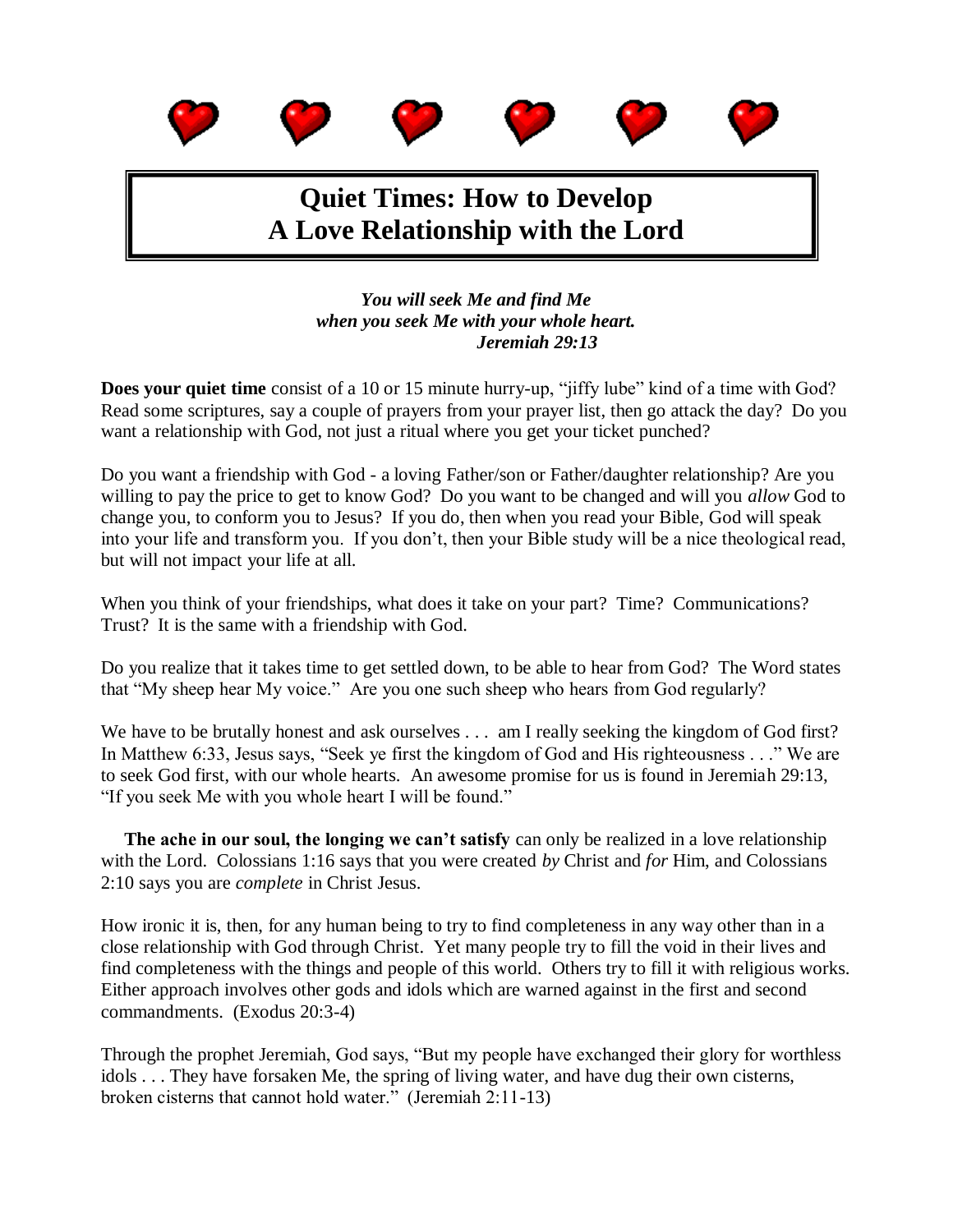# Quiet Times: How to Develop A Love Relationship with the Lord

***You will seek Me and find Me***
***when you seek Me with your whole heart.***
***Jeremiah 29:13***

**Does your quiet time** consist of a 10 or 15 minute hurry-up, "jiffy lube" kind of a time with God? Read some scriptures, say a couple of prayers from your prayer list, then go attack the day? Do you want a relationship with God, not just a ritual where you get your ticket punched?

Do you want a friendship with God - a loving Father/son or Father/daughter relationship? Are you willing to pay the price to get to know God? Do you want to be changed and will you *allow* God to change you, to conform you to Jesus? If you do, then when you read your Bible, God will speak into your life and transform you. If you don't, then your Bible study will be a nice theological read, but will not impact your life at all.

When you think of your friendships, what does it take on your part? Time? Communications? Trust? It is the same with a friendship with God.

Do you realize that it takes time to get settled down, to be able to hear from God? The Word states that "My sheep hear My voice." Are you one such sheep who hears from God regularly?

We have to be brutally honest and ask ourselves . . . am I really seeking the kingdom of God first? In Matthew 6:33, Jesus says, "Seek ye first the kingdom of God and His righteousness . . ." We are to seek God first, with our whole hearts. An awesome promise for us is found in Jeremiah 29:13, "If you seek Me with you whole heart I will be found."

**The ache in our soul, the longing we can't satisfy** can only be realized in a love relationship with the Lord. Colossians 1:16 says that you were created *by* Christ and *for* Him, and Colossians 2:10 says you are *complete* in Christ Jesus.

How ironic it is, then, for any human being to try to find completeness in any way other than in a close relationship with God through Christ. Yet many people try to fill the void in their lives and find completeness with the things and people of this world. Others try to fill it with religious works. Either approach involves other gods and idols which are warned against in the first and second commandments. (Exodus 20:3-4)

Through the prophet Jeremiah, God says, "But my people have exchanged their glory for worthless idols . . . They have forsaken Me, the spring of living water, and have dug their own cisterns, broken cisterns that cannot hold water." (Jeremiah 2:11-13)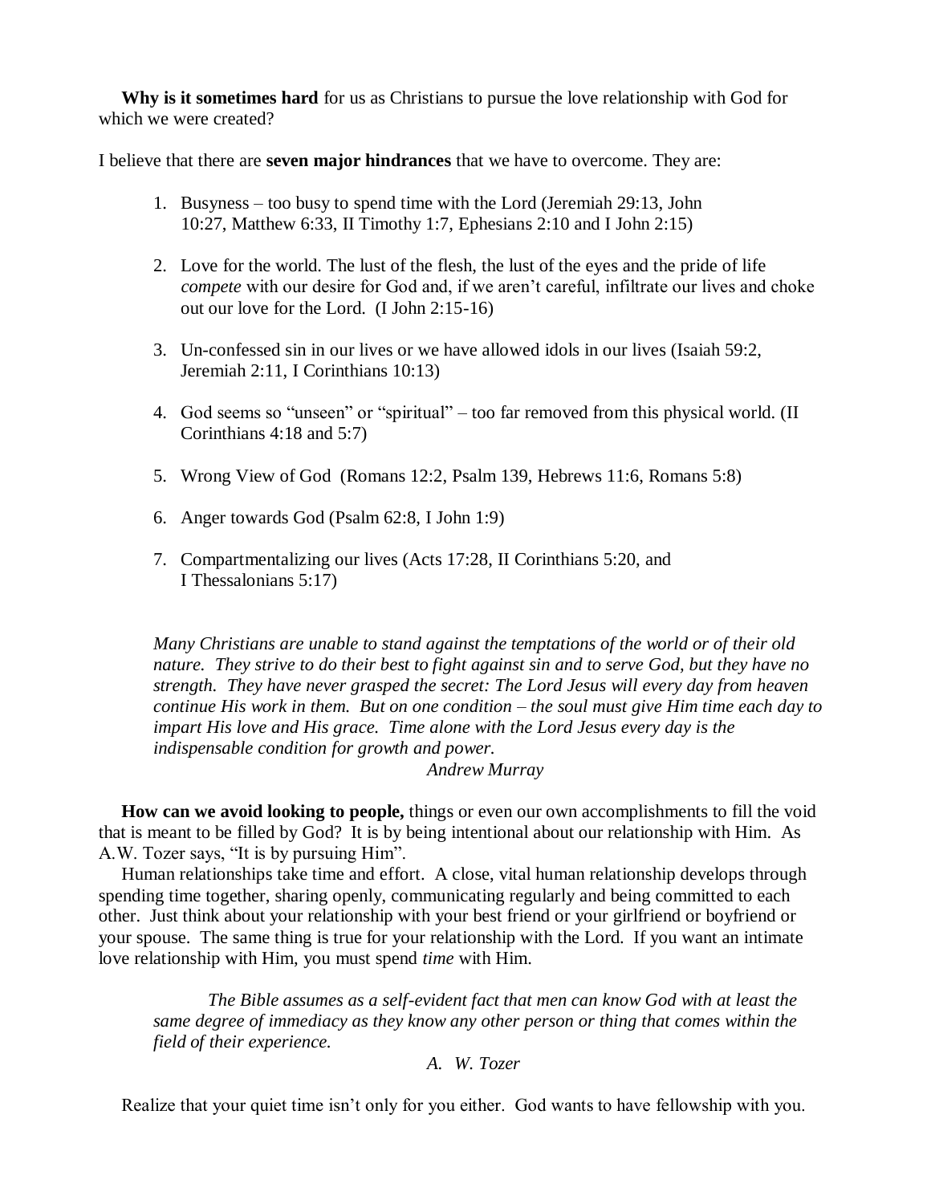**Why is it sometimes hard** for us as Christians to pursue the love relationship with God for which we were created?

I believe that there are **seven major hindrances** that we have to overcome. They are:

1. Busyness – too busy to spend time with the Lord (Jeremiah 29:13, John 10:27, Matthew 6:33, II Timothy 1:7, Ephesians 2:10 and I John 2:15)

2. Love for the world. The lust of the flesh, the lust of the eyes and the pride of life *compete* with our desire for God and, if we aren't careful, infiltrate our lives and choke out our love for the Lord. (I John 2:15-16)

3. Un-confessed sin in our lives or we have allowed idols in our lives (Isaiah 59:2, Jeremiah 2:11, I Corinthians 10:13)

4. God seems so "unseen" or "spiritual" – too far removed from this physical world. (II Corinthians 4:18 and 5:7)

5. Wrong View of God (Romans 12:2, Psalm 139, Hebrews 11:6, Romans 5:8)

6. Anger towards God (Psalm 62:8, I John 1:9)

7. Compartmentalizing our lives (Acts 17:28, II Corinthians 5:20, and I Thessalonians 5:17)

> *Many Christians are unable to stand against the temptations of the world or of their old nature. They strive to do their best to fight against sin and to serve God, but they have no strength. They have never grasped the secret: The Lord Jesus will every day from heaven continue His work in them. But on one condition – the soul must give Him time each day to impart His love and His grace. Time alone with the Lord Jesus every day is the indispensable condition for growth and power.*
>
> *Andrew Murray*

**How can we avoid looking to people,** things or even our own accomplishments to fill the void that is meant to be filled by God? It is by being intentional about our relationship with Him. As A.W. Tozer says, "It is by pursuing Him".

Human relationships take time and effort. A close, vital human relationship develops through spending time together, sharing openly, communicating regularly and being committed to each other. Just think about your relationship with your best friend or your girlfriend or boyfriend or your spouse. The same thing is true for your relationship with the Lord. If you want an intimate love relationship with Him, you must spend *time* with Him.

> *The Bible assumes as a self-evident fact that men can know God with at least the same degree of immediacy as they know any other person or thing that comes within the field of their experience.*
>
> *A. W. Tozer*

Realize that your quiet time isn't only for you either. God wants to have fellowship with you.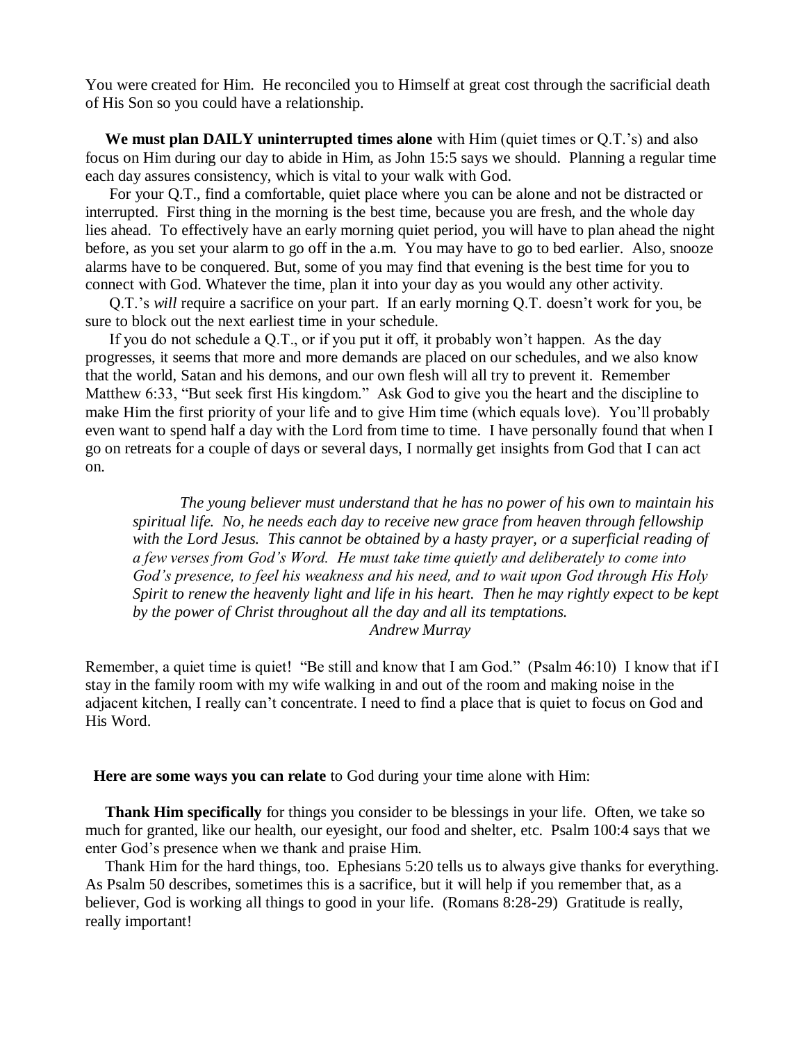You were created for Him. He reconciled you to Himself at great cost through the sacrificial death of His Son so you could have a relationship.

**We must plan DAILY uninterrupted times alone** with Him (quiet times or Q.T.'s) and also focus on Him during our day to abide in Him, as John 15:5 says we should. Planning a regular time each day assures consistency, which is vital to your walk with God.

For your Q.T., find a comfortable, quiet place where you can be alone and not be distracted or interrupted. First thing in the morning is the best time, because you are fresh, and the whole day lies ahead. To effectively have an early morning quiet period, you will have to plan ahead the night before, as you set your alarm to go off in the a.m. You may have to go to bed earlier. Also, snooze alarms have to be conquered. But, some of you may find that evening is the best time for you to connect with God. Whatever the time, plan it into your day as you would any other activity.

Q.T.'s *will* require a sacrifice on your part. If an early morning Q.T. doesn't work for you, be sure to block out the next earliest time in your schedule.

If you do not schedule a Q.T., or if you put it off, it probably won't happen. As the day progresses, it seems that more and more demands are placed on our schedules, and we also know that the world, Satan and his demons, and our own flesh will all try to prevent it. Remember Matthew 6:33, "But seek first His kingdom." Ask God to give you the heart and the discipline to make Him the first priority of your life and to give Him time (which equals love). You'll probably even want to spend half a day with the Lord from time to time. I have personally found that when I go on retreats for a couple of days or several days, I normally get insights from God that I can act on.

> *The young believer must understand that he has no power of his own to maintain his spiritual life. No, he needs each day to receive new grace from heaven through fellowship with the Lord Jesus. This cannot be obtained by a hasty prayer, or a superficial reading of a few verses from God's Word. He must take time quietly and deliberately to come into God's presence, to feel his weakness and his need, and to wait upon God through His Holy Spirit to renew the heavenly light and life in his heart. Then he may rightly expect to be kept by the power of Christ throughout all the day and all its temptations.*
>
> *Andrew Murray*

Remember, a quiet time is quiet! "Be still and know that I am God." (Psalm 46:10) I know that if I stay in the family room with my wife walking in and out of the room and making noise in the adjacent kitchen, I really can't concentrate. I need to find a place that is quiet to focus on God and His Word.

**Here are some ways you can relate** to God during your time alone with Him:

**Thank Him specifically** for things you consider to be blessings in your life. Often, we take so much for granted, like our health, our eyesight, our food and shelter, etc. Psalm 100:4 says that we enter God's presence when we thank and praise Him.

Thank Him for the hard things, too. Ephesians 5:20 tells us to always give thanks for everything. As Psalm 50 describes, sometimes this is a sacrifice, but it will help if you remember that, as a believer, God is working all things to good in your life. (Romans 8:28-29) Gratitude is really, really important!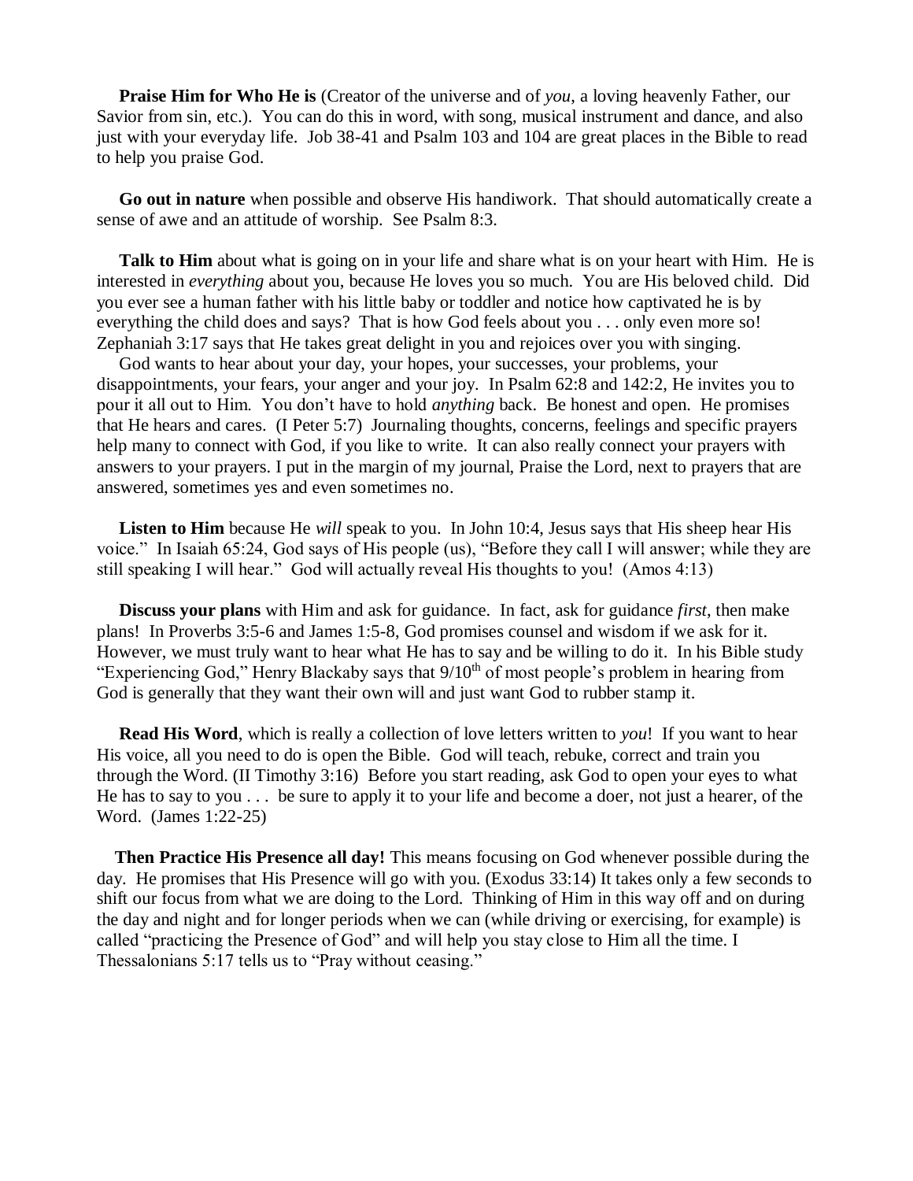**Praise Him for Who He is** (Creator of the universe and of *you*, a loving heavenly Father, our Savior from sin, etc.). You can do this in word, with song, musical instrument and dance, and also just with your everyday life. Job 38-41 and Psalm 103 and 104 are great places in the Bible to read to help you praise God.

**Go out in nature** when possible and observe His handiwork. That should automatically create a sense of awe and an attitude of worship. See Psalm 8:3.

**Talk to Him** about what is going on in your life and share what is on your heart with Him. He is interested in *everything* about you, because He loves you so much. You are His beloved child. Did you ever see a human father with his little baby or toddler and notice how captivated he is by everything the child does and says? That is how God feels about you . . . only even more so! Zephaniah 3:17 says that He takes great delight in you and rejoices over you with singing.

God wants to hear about your day, your hopes, your successes, your problems, your disappointments, your fears, your anger and your joy. In Psalm 62:8 and 142:2, He invites you to pour it all out to Him. You don't have to hold *anything* back. Be honest and open. He promises that He hears and cares. (I Peter 5:7) Journaling thoughts, concerns, feelings and specific prayers help many to connect with God, if you like to write. It can also really connect your prayers with answers to your prayers. I put in the margin of my journal, Praise the Lord, next to prayers that are answered, sometimes yes and even sometimes no.

**Listen to Him** because He *will* speak to you. In John 10:4, Jesus says that His sheep hear His voice." In Isaiah 65:24, God says of His people (us), "Before they call I will answer; while they are still speaking I will hear." God will actually reveal His thoughts to you! (Amos 4:13)

**Discuss your plans** with Him and ask for guidance. In fact, ask for guidance *first*, then make plans! In Proverbs 3:5-6 and James 1:5-8, God promises counsel and wisdom if we ask for it. However, we must truly want to hear what He has to say and be willing to do it. In his Bible study "Experiencing God," Henry Blackaby says that 9/10th of most people's problem in hearing from God is generally that they want their own will and just want God to rubber stamp it.

**Read His Word**, which is really a collection of love letters written to *you*! If you want to hear His voice, all you need to do is open the Bible. God will teach, rebuke, correct and train you through the Word. (II Timothy 3:16) Before you start reading, ask God to open your eyes to what He has to say to you . . . be sure to apply it to your life and become a doer, not just a hearer, of the Word. (James 1:22-25)

**Then Practice His Presence all day!** This means focusing on God whenever possible during the day. He promises that His Presence will go with you. (Exodus 33:14) It takes only a few seconds to shift our focus from what we are doing to the Lord. Thinking of Him in this way off and on during the day and night and for longer periods when we can (while driving or exercising, for example) is called "practicing the Presence of God" and will help you stay close to Him all the time. I Thessalonians 5:17 tells us to "Pray without ceasing."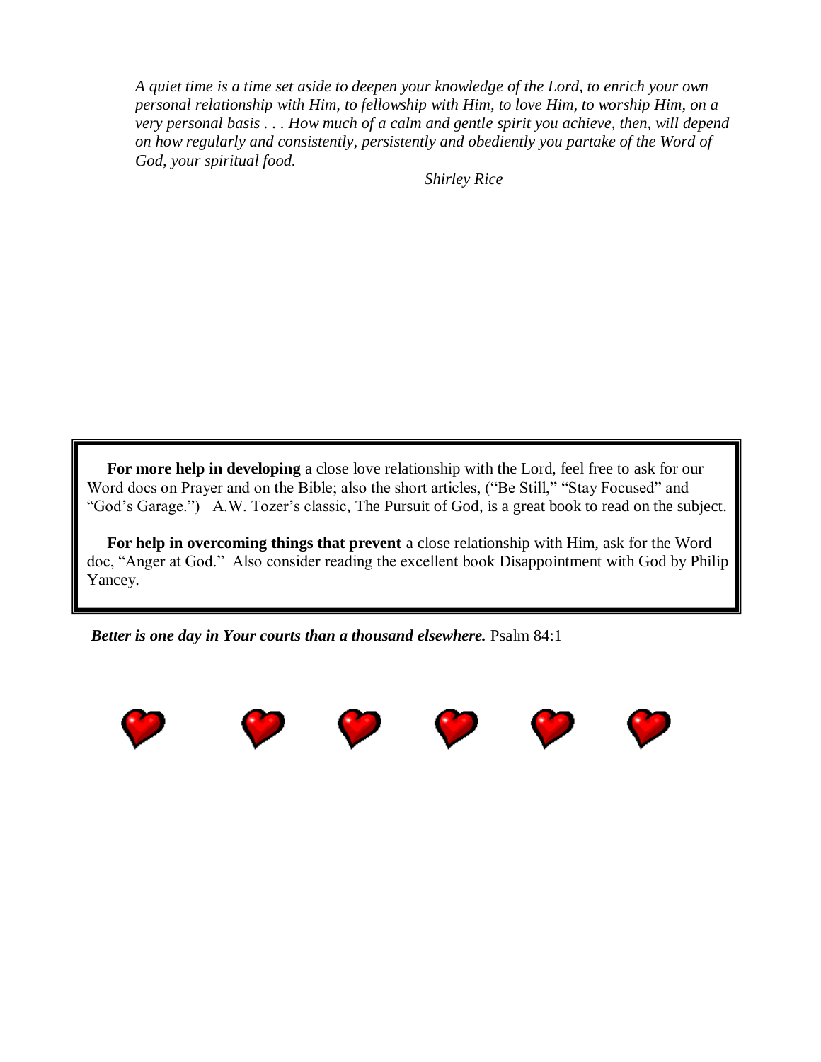*A quiet time is a time set aside to deepen your knowledge of the Lord, to enrich your own personal relationship with Him, to fellowship with Him, to love Him, to worship Him, on a very personal basis . . . How much of a calm and gentle spirit you achieve, then, will depend on how regularly and consistently, persistently and obediently you partake of the Word of God, your spiritual food.*

*Shirley Rice*

**For more help in developing** a close love relationship with the Lord, feel free to ask for our Word docs on Prayer and on the Bible; also the short articles, ("Be Still," "Stay Focused" and "God's Garage.") A.W. Tozer's classic, The Pursuit of God, is a great book to read on the subject.

**For help in overcoming things that prevent** a close relationship with Him, ask for the Word doc, "Anger at God." Also consider reading the excellent book Disappointment with God by Philip Yancey.

***Better is one day in Your courts than a thousand elsewhere.*** Psalm 84:1